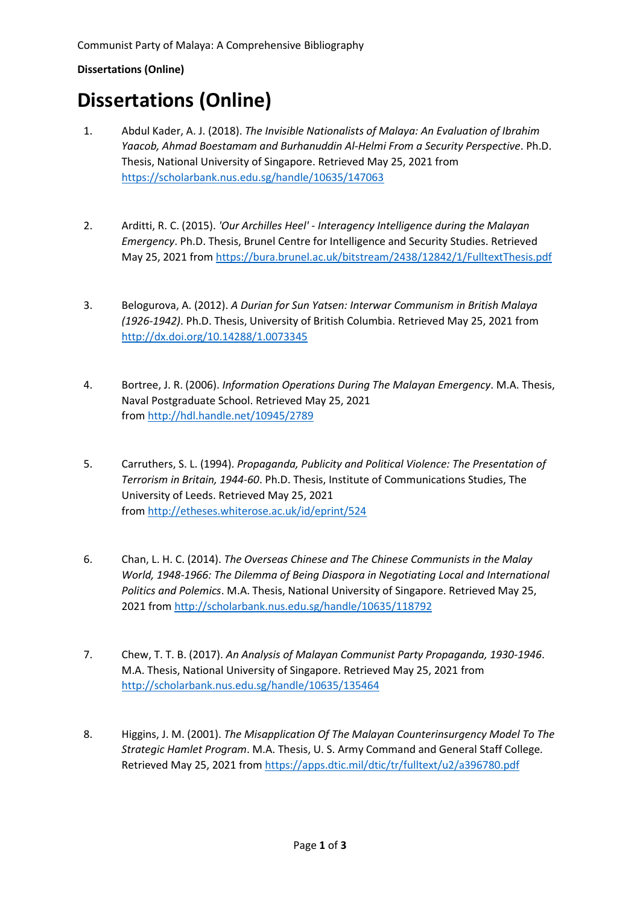# Dissertations (Online)

1. Abdul Kader, A. J. (2018). *The Invisible Nationalists of Malaya: An Evaluation of Ibrahim Yaacob, Ahmad Boestamam and Burhanuddin Al-Helmi From a Security Perspective*. Ph.D. Thesis, National University of Singapore. Retrieved May 25, 2021 from https://scholarbank.nus.edu.sg/handle/10635/147063

2. Arditti, R. C. (2015). *'Our Archilles Heel' - Interagency Intelligence during the Malayan Emergency*. Ph.D. Thesis, Brunel Centre for Intelligence and Security Studies. Retrieved May 25, 2021 from https://bura.brunel.ac.uk/bitstream/2438/12842/1/FulltextThesis.pdf

3. Belogurova, A. (2012). *A Durian for Sun Yatsen: Interwar Communism in British Malaya (1926-1942)*. Ph.D. Thesis, University of British Columbia. Retrieved May 25, 2021 from http://dx.doi.org/10.14288/1.0073345

4. Bortree, J. R. (2006). *Information Operations During The Malayan Emergency*. M.A. Thesis, Naval Postgraduate School. Retrieved May 25, 2021 from http://hdl.handle.net/10945/2789

5. Carruthers, S. L. (1994). *Propaganda, Publicity and Political Violence: The Presentation of Terrorism in Britain, 1944-60*. Ph.D. Thesis, Institute of Communications Studies, The University of Leeds. Retrieved May 25, 2021 from http://etheses.whiterose.ac.uk/id/eprint/524

6. Chan, L. H. C. (2014). *The Overseas Chinese and The Chinese Communists in the Malay World, 1948-1966: The Dilemma of Being Diaspora in Negotiating Local and International Politics and Polemics*. M.A. Thesis, National University of Singapore. Retrieved May 25, 2021 from http://scholarbank.nus.edu.sg/handle/10635/118792

7. Chew, T. T. B. (2017). *An Analysis of Malayan Communist Party Propaganda, 1930-1946*. M.A. Thesis, National University of Singapore. Retrieved May 25, 2021 from http://scholarbank.nus.edu.sg/handle/10635/135464

8. Higgins, J. M. (2001). *The Misapplication Of The Malayan Counterinsurgency Model To The Strategic Hamlet Program*. M.A. Thesis, U. S. Army Command and General Staff College. Retrieved May 25, 2021 from https://apps.dtic.mil/dtic/tr/fulltext/u2/a396780.pdf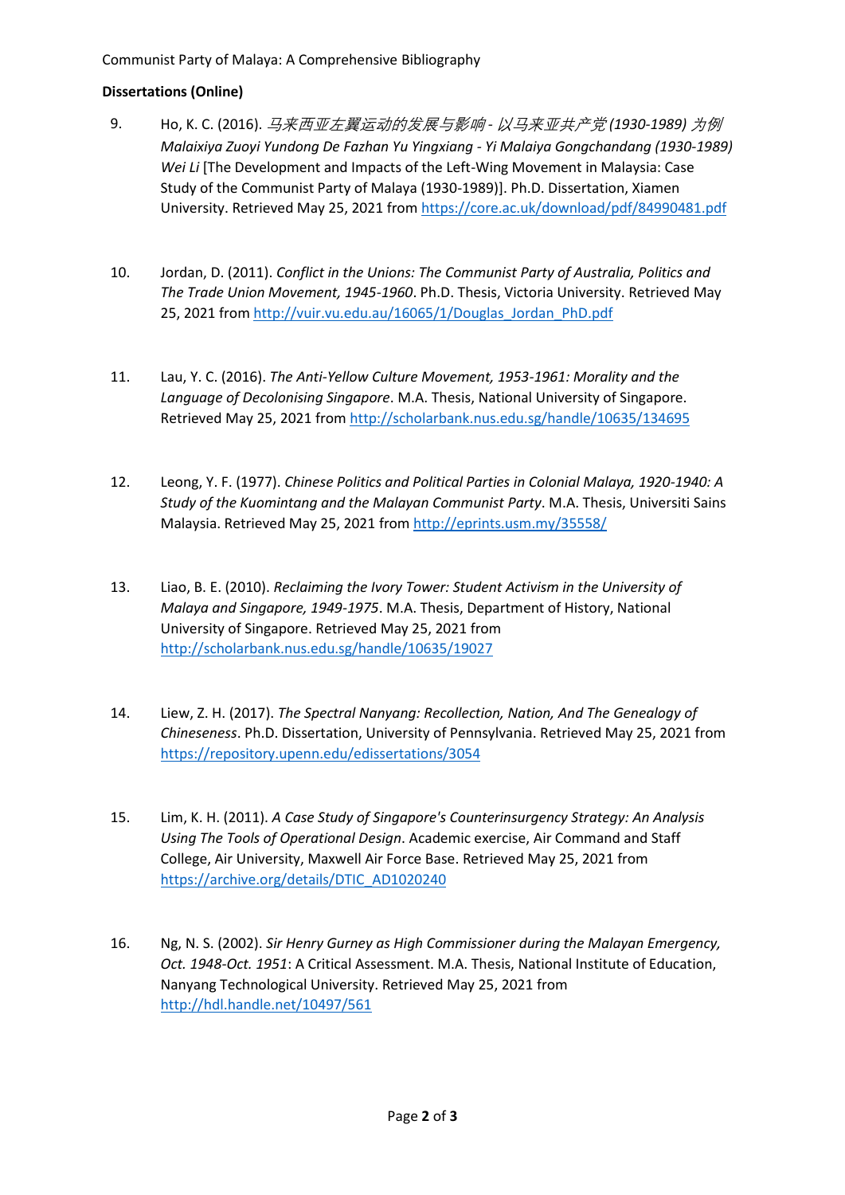**Dissertations (Online)**

9. Ho, K. C. (2016). *马来西亚左翼运动的发展与影响 - 以马来亚共产党 (1930-1989) 为例 Malaixiya Zuoyi Yundong De Fazhan Yu Yingxiang - Yi Malaiya Gongchandang (1930-1989) Wei Li* [The Development and Impacts of the Left-Wing Movement in Malaysia: Case Study of the Communist Party of Malaya (1930-1989)]. Ph.D. Dissertation, Xiamen University. Retrieved May 25, 2021 from https://core.ac.uk/download/pdf/84990481.pdf

10. Jordan, D. (2011). *Conflict in the Unions: The Communist Party of Australia, Politics and The Trade Union Movement, 1945-1960*. Ph.D. Thesis, Victoria University. Retrieved May 25, 2021 from http://vuir.vu.edu.au/16065/1/Douglas_Jordan_PhD.pdf

11. Lau, Y. C. (2016). *The Anti-Yellow Culture Movement, 1953-1961: Morality and the Language of Decolonising Singapore*. M.A. Thesis, National University of Singapore. Retrieved May 25, 2021 from http://scholarbank.nus.edu.sg/handle/10635/134695

12. Leong, Y. F. (1977). *Chinese Politics and Political Parties in Colonial Malaya, 1920-1940: A Study of the Kuomintang and the Malayan Communist Party*. M.A. Thesis, Universiti Sains Malaysia. Retrieved May 25, 2021 from http://eprints.usm.my/35558/

13. Liao, B. E. (2010). *Reclaiming the Ivory Tower: Student Activism in the University of Malaya and Singapore, 1949-1975*. M.A. Thesis, Department of History, National University of Singapore. Retrieved May 25, 2021 from http://scholarbank.nus.edu.sg/handle/10635/19027

14. Liew, Z. H. (2017). *The Spectral Nanyang: Recollection, Nation, And The Genealogy of Chineseness*. Ph.D. Dissertation, University of Pennsylvania. Retrieved May 25, 2021 from https://repository.upenn.edu/edissertations/3054

15. Lim, K. H. (2011). *A Case Study of Singapore's Counterinsurgency Strategy: An Analysis Using The Tools of Operational Design*. Academic exercise, Air Command and Staff College, Air University, Maxwell Air Force Base. Retrieved May 25, 2021 from https://archive.org/details/DTIC_AD1020240

16. Ng, N. S. (2002). *Sir Henry Gurney as High Commissioner during the Malayan Emergency, Oct. 1948-Oct. 1951*: A Critical Assessment. M.A. Thesis, National Institute of Education, Nanyang Technological University. Retrieved May 25, 2021 from http://hdl.handle.net/10497/561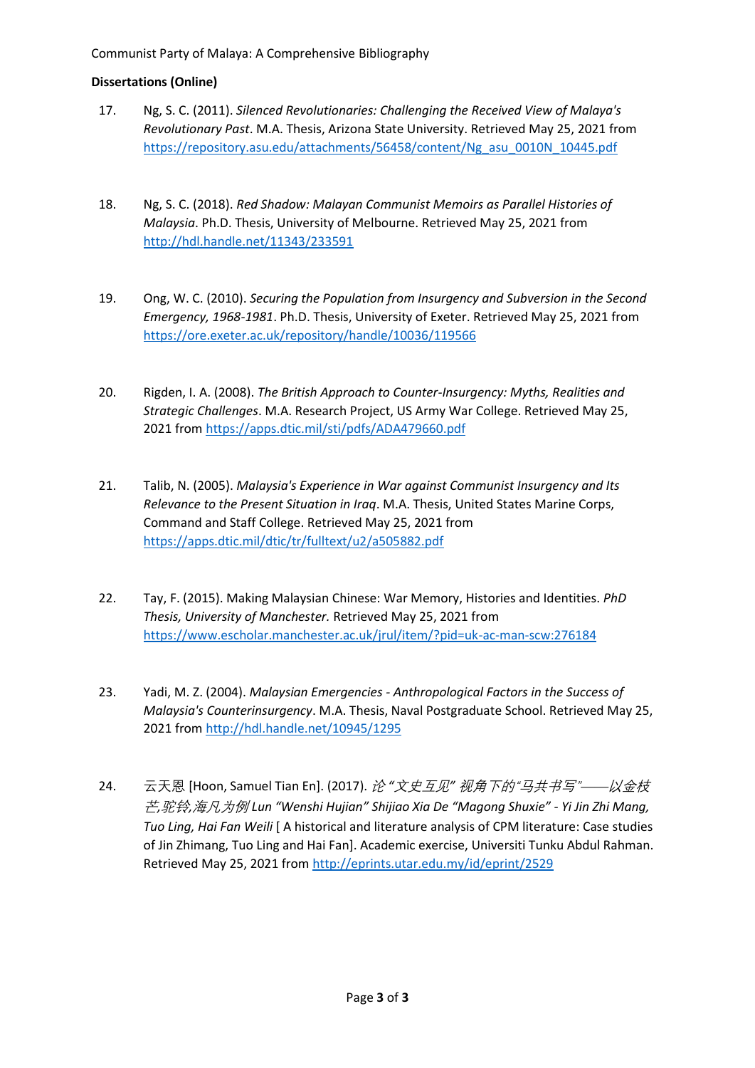**Dissertations (Online)**

17. Ng, S. C. (2011). *Silenced Revolutionaries: Challenging the Received View of Malaya's Revolutionary Past*. M.A. Thesis, Arizona State University. Retrieved May 25, 2021 from https://repository.asu.edu/attachments/56458/content/Ng_asu_0010N_10445.pdf

18. Ng, S. C. (2018). *Red Shadow: Malayan Communist Memoirs as Parallel Histories of Malaysia*. Ph.D. Thesis, University of Melbourne. Retrieved May 25, 2021 from http://hdl.handle.net/11343/233591

19. Ong, W. C. (2010). *Securing the Population from Insurgency and Subversion in the Second Emergency, 1968-1981*. Ph.D. Thesis, University of Exeter. Retrieved May 25, 2021 from https://ore.exeter.ac.uk/repository/handle/10036/119566

20. Rigden, I. A. (2008). *The British Approach to Counter-Insurgency: Myths, Realities and Strategic Challenges*. M.A. Research Project, US Army War College. Retrieved May 25, 2021 from https://apps.dtic.mil/sti/pdfs/ADA479660.pdf

21. Talib, N. (2005). *Malaysia's Experience in War against Communist Insurgency and Its Relevance to the Present Situation in Iraq*. M.A. Thesis, United States Marine Corps, Command and Staff College. Retrieved May 25, 2021 from https://apps.dtic.mil/dtic/tr/fulltext/u2/a505882.pdf

22. Tay, F. (2015). Making Malaysian Chinese: War Memory, Histories and Identities. *PhD Thesis, University of Manchester.* Retrieved May 25, 2021 from https://www.escholar.manchester.ac.uk/jrul/item/?pid=uk-ac-man-scw:276184

23. Yadi, M. Z. (2004). *Malaysian Emergencies - Anthropological Factors in the Success of Malaysia's Counterinsurgency*. M.A. Thesis, Naval Postgraduate School. Retrieved May 25, 2021 from http://hdl.handle.net/10945/1295

24. 云天恩 [Hoon, Samuel Tian En]. (2017). *论"文史互见" 视角下的"马共书写"——以金枝芒,驼铃,海凡为例 Lun "Wenshi Hujian" Shijiao Xia De "Magong Shuxie" - Yi Jin Zhi Mang, Tuo Ling, Hai Fan Weili* [ A historical and literature analysis of CPM literature: Case studies of Jin Zhimang, Tuo Ling and Hai Fan]. Academic exercise, Universiti Tunku Abdul Rahman. Retrieved May 25, 2021 from http://eprints.utar.edu.my/id/eprint/2529